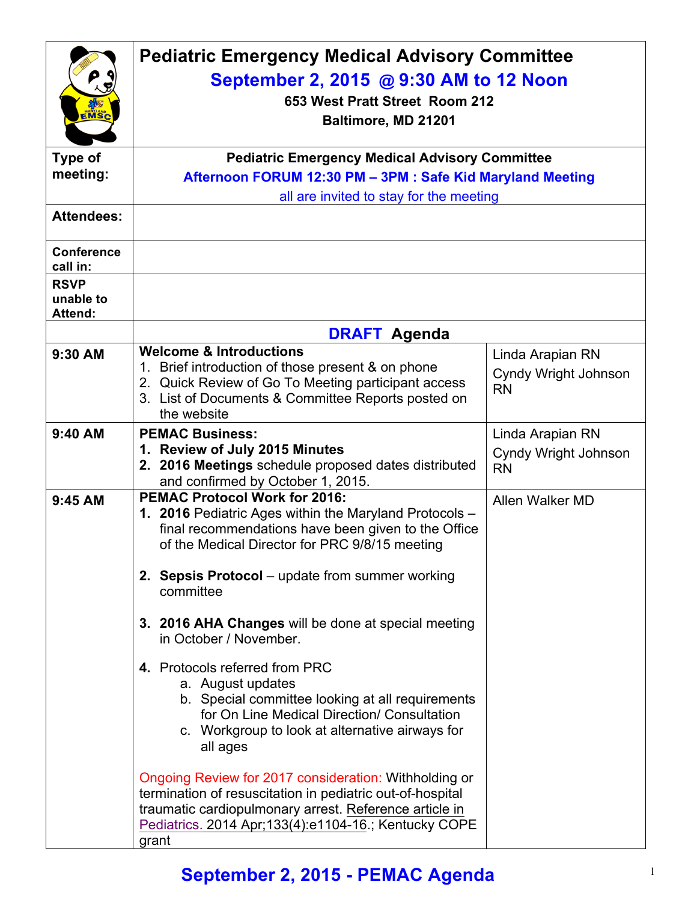# Pediatric Emergency Medical Advisory Committee

## September 2, 2015 @ 9:30 AM to 12 Noon

**653 West Pratt Street Room 212**

**Baltimore, MD 21201**

| | | |
|---|---|---|
| **Type of meeting:** | **Pediatric Emergency Medical Advisory Committee**<br>**Afternoon FORUM 12:30 PM – 3PM : Safe Kid Maryland Meeting**<br>all are invited to stay for the meeting | |
| **Attendees:** | | |
| **Conference call in:** | | |
| **RSVP unable to Attend:** | | |
| | **DRAFT Agenda** | |
| **9:30 AM** | **Welcome & Introductions**<br>1. Brief introduction of those present & on phone<br>2. Quick Review of Go To Meeting participant access<br>3. List of Documents & Committee Reports posted on the website | Linda Arapian RN<br>Cyndy Wright Johnson RN |
| **9:40 AM** | **PEMAC Business:**<br>1. **Review of July 2015 Minutes**<br>2. **2016 Meetings** schedule proposed dates distributed and confirmed by October 1, 2015. | Linda Arapian RN<br>Cyndy Wright Johnson RN |
| **9:45 AM** | **PEMAC Protocol Work for 2016:**<br>1. **2016** Pediatric Ages within the Maryland Protocols – final recommendations have been given to the Office of the Medical Director for PRC 9/8/15 meeting<br>2. **Sepsis Protocol** – update from summer working committee<br>3. **2016 AHA Changes** will be done at special meeting in October / November.<br>4. Protocols referred from PRC<br>a. August updates<br>b. Special committee looking at all requirements for On Line Medical Direction/ Consultation<br>c. Workgroup to look at alternative airways for all ages<br><br>Ongoing Review for 2017 consideration: Withholding or termination of resuscitation in pediatric out-of-hospital traumatic cardiopulmonary arrest. Reference article in Pediatrics. 2014 Apr;133(4):e1104-16.; Kentucky COPE grant | Allen Walker MD |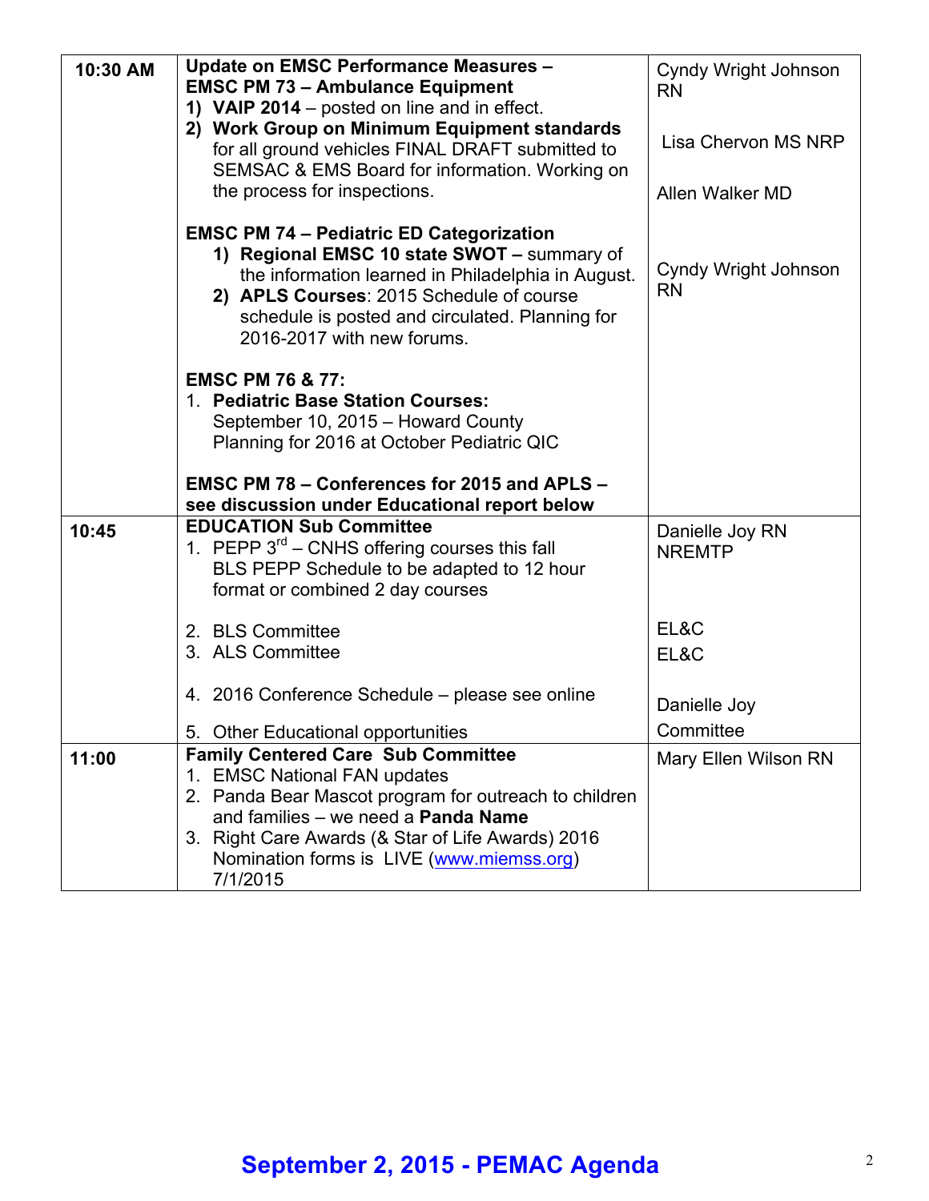| | | |
|---|---|---|
| **10:30 AM** | **Update on EMSC Performance Measures – EMSC PM 73 – Ambulance Equipment**<br>1) **VAIP 2014** – posted on line and in effect.<br>2) **Work Group on Minimum Equipment standards** for all ground vehicles FINAL DRAFT submitted to SEMSAC & EMS Board for information. Working on the process for inspections.<br><br>**EMSC PM 74 – Pediatric ED Categorization**<br>1) **Regional EMSC 10 state SWOT –** summary of the information learned in Philadelphia in August.<br>2) **APLS Courses**: 2015 Schedule of course schedule is posted and circulated. Planning for 2016-2017 with new forums.<br><br>**EMSC PM 76 & 77:**<br>1. **Pediatric Base Station Courses:** September 10, 2015 – Howard County Planning for 2016 at October Pediatric QIC<br><br>**EMSC PM 78 – Conferences for 2015 and APLS – see discussion under Educational report below** | Cyndy Wright Johnson RN<br><br>Lisa Chervon MS NRP<br><br>Allen Walker MD<br><br>Cyndy Wright Johnson RN |
| **10:45** | **EDUCATION Sub Committee**<br>1. PEPP 3rd – CNHS offering courses this fall BLS PEPP Schedule to be adapted to 12 hour format or combined 2 day courses<br><br>2. BLS Committee<br>3. ALS Committee<br><br>4. 2016 Conference Schedule – please see online<br><br>5. Other Educational opportunities | Danielle Joy RN NREMTP<br><br>EL&C<br>EL&C<br><br>Danielle Joy<br>Committee |
| **11:00** | **Family Centered Care Sub Committee**<br>1. EMSC National FAN updates<br>2. Panda Bear Mascot program for outreach to children and families – we need a **Panda Name**<br>3. Right Care Awards (& Star of Life Awards) 2016 Nomination forms is LIVE (www.miemss.org) 7/1/2015 | Mary Ellen Wilson RN |

**September 2, 2015 - PEMAC Agenda**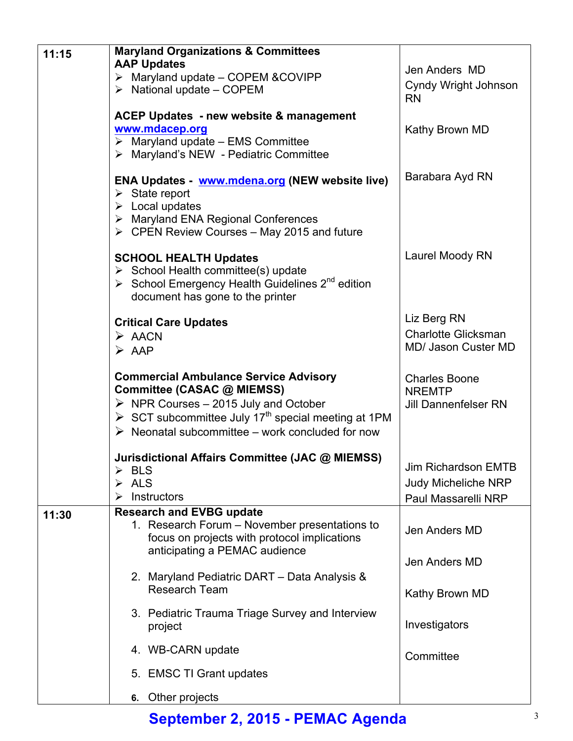| Time | Agenda Item | Presenter |
|---|---|---|
| 11:15 | **Maryland Organizations & Committees**<br>**AAP Updates**<br>➢ Maryland update – COPEM &COVIPP<br>➢ National update – COPEM | Jen Anders MD<br>Cyndy Wright Johnson RN |
| | **ACEP Updates - new website & management** [www.mdacep.org](www.mdacep.org)<br>➢ Maryland update – EMS Committee<br>➢ Maryland's NEW - Pediatric Committee | Kathy Brown MD |
| | **ENA Updates -** [www.mdena.org](www.mdena.org) **(NEW website live)**<br>➢ State report<br>➢ Local updates<br>➢ Maryland ENA Regional Conferences<br>➢ CPEN Review Courses – May 2015 and future | Barabara Ayd RN |
| | **SCHOOL HEALTH Updates**<br>➢ School Health committee(s) update<br>➢ School Emergency Health Guidelines 2nd edition document has gone to the printer | Laurel Moody RN |
| | **Critical Care Updates**<br>➢ AACN<br>➢ AAP | Liz Berg RN<br>Charlotte Glicksman MD/ Jason Custer MD |
| | **Commercial Ambulance Service Advisory Committee (CASAC @ MIEMSS)**<br>➢ NPR Courses – 2015 July and October<br>➢ SCT subcommittee July 17th special meeting at 1PM<br>➢ Neonatal subcommittee – work concluded for now | Charles Boone NREMTP<br>Jill Dannenfelser RN |
| | **Jurisdictional Affairs Committee (JAC @ MIEMSS)**<br>➢ BLS<br>➢ ALS<br>➢ Instructors | Jim Richardson EMTB<br>Judy Micheliche NRP<br>Paul Massarelli NRP |
| 11:30 | **Research and EVBG update**<br>1. Research Forum – November presentations to focus on projects with protocol implications anticipating a PEMAC audience<br>2. Maryland Pediatric DART – Data Analysis & Research Team<br>3. Pediatric Trauma Triage Survey and Interview project<br>4. WB-CARN update<br>5. EMSC TI Grant updates<br>6. Other projects | Jen Anders MD<br>Jen Anders MD<br>Kathy Brown MD<br>Investigators<br>Committee |

**September 2, 2015 - PEMAC Agenda**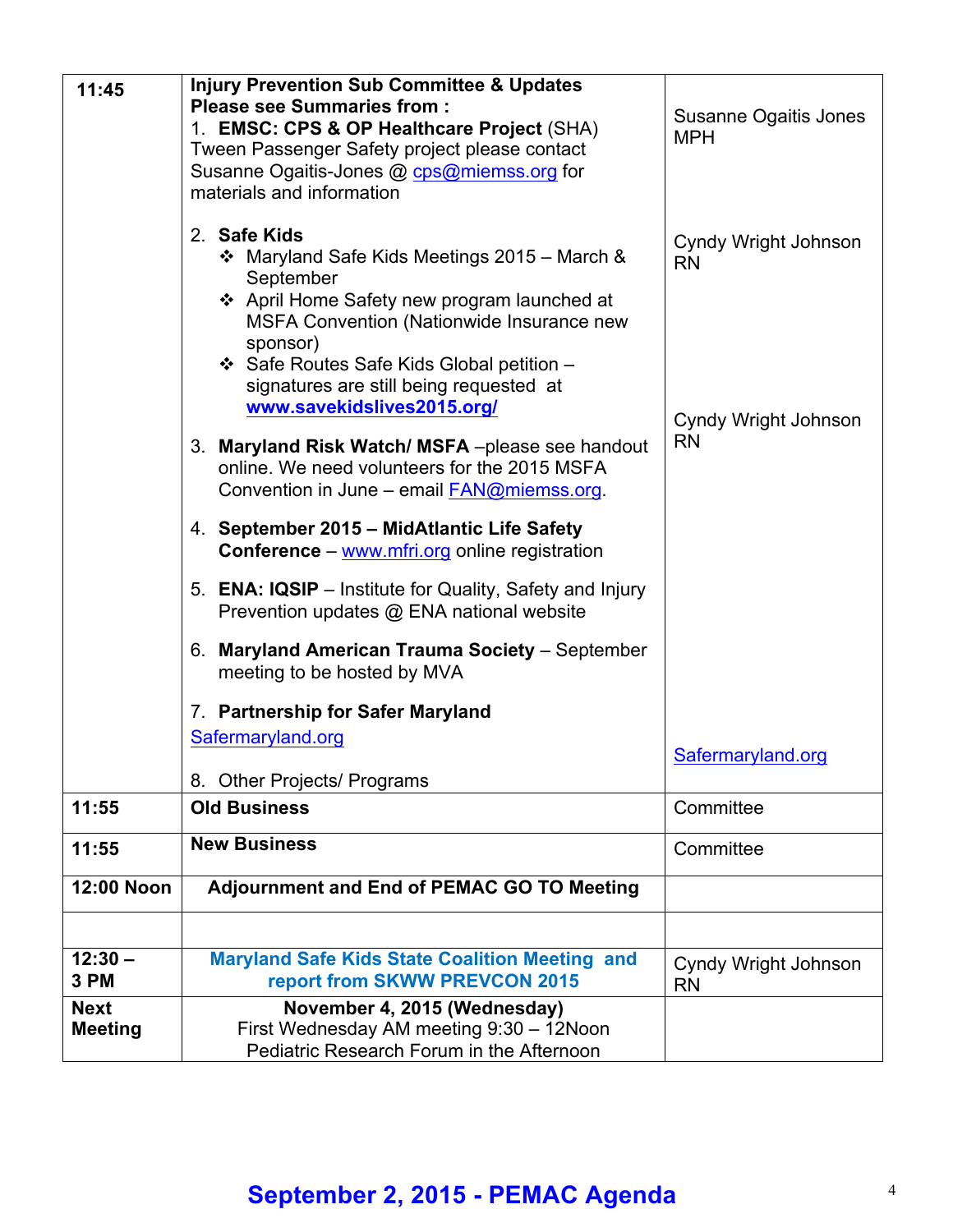| | | |
|---|---|---|
| **11:45** | **Injury Prevention Sub Committee & Updates**<br>**Please see Summaries from :**<br>1. **EMSC: CPS & OP Healthcare Project** (SHA) Tween Passenger Safety project please contact Susanne Ogaitis-Jones @ cps@miemss.org for materials and information<br><br>2. **Safe Kids**<br>❖ Maryland Safe Kids Meetings 2015 – March & September<br>❖ April Home Safety new program launched at MSFA Convention (Nationwide Insurance new sponsor)<br>❖ Safe Routes Safe Kids Global petition – signatures are still being requested at **www.savekidslives2015.org/**<br><br>3. **Maryland Risk Watch/ MSFA** –please see handout online. We need volunteers for the 2015 MSFA Convention in June – email FAN@miemss.org.<br><br>4. **September 2015 – MidAtlantic Life Safety Conference** – www.mfri.org online registration<br><br>5. **ENA: IQSIP** – Institute for Quality, Safety and Injury Prevention updates @ ENA national website<br><br>6. **Maryland American Trauma Society** – September meeting to be hosted by MVA<br><br>7. **Partnership for Safer Maryland**<br>Safermaryland.org<br><br>8. Other Projects/ Programs | Susanne Ogaitis Jones MPH<br><br>Cyndy Wright Johnson RN<br><br>Cyndy Wright Johnson RN<br><br>Safermaryland.org |
| **11:55** | **Old Business** | Committee |
| **11:55** | **New Business** | Committee |
| **12:00 Noon** | **Adjournment and End of PEMAC GO TO Meeting** | |
| | | |
| **12:30 – 3 PM** | **Maryland Safe Kids State Coalition Meeting and report from SKWW PREVCON 2015** | Cyndy Wright Johnson RN |
| **Next Meeting** | **November 4, 2015 (Wednesday)**<br>First Wednesday AM meeting 9:30 – 12Noon<br>Pediatric Research Forum in the Afternoon | |

**September 2, 2015 - PEMAC Agenda**